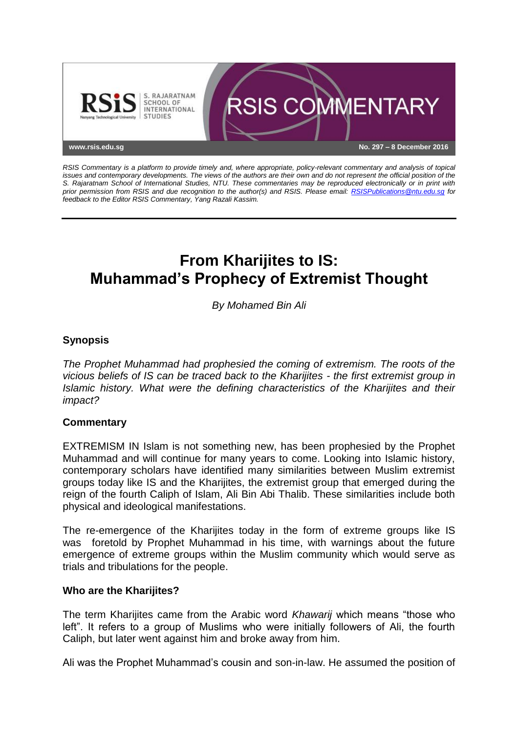RSIS Commentary is a platform to provide timely and, where appropriate, policy-relevant commentary and analysis of topical issues and contemporary developments. The views of the authors are their own and do not represent the official position of the S. Rajaratnam School of International Studies, NTU. These commentaries may be reproduced electronically or in print with prior permission from RSIS and due recognition to the author(s) and RSIS. Please email: RSISPublications@ntu.edu.sg for feedback to the Editor RSIS Commentary, Yang Razali Kassim.

No. 297 – 8 December 2016

# From Kharijites to IS: Muhammad's Prophecy of Extremist Thought

*By Mohamed Bin Ali*

## Synopsis

*The Prophet Muhammad had prophesied the coming of extremism. The roots of the vicious beliefs of IS can be traced back to the Kharijites - the first extremist group in Islamic history. What were the defining characteristics of the Kharijites and their impact?*

## Commentary

EXTREMISM IN Islam is not something new, has been prophesied by the Prophet Muhammad and will continue for many years to come. Looking into Islamic history, contemporary scholars have identified many similarities between Muslim extremist groups today like IS and the Kharijites, the extremist group that emerged during the reign of the fourth Caliph of Islam, Ali Bin Abi Thalib. These similarities include both physical and ideological manifestations.

The re-emergence of the Kharijites today in the form of extreme groups like IS was foretold by Prophet Muhammad in his time, with warnings about the future emergence of extreme groups within the Muslim community which would serve as trials and tribulations for the people.

### Who are the Kharijites?

The term Kharijites came from the Arabic word *Khawarij* which means "those who left". It refers to a group of Muslims who were initially followers of Ali, the fourth Caliph, but later went against him and broke away from him.

Ali was the Prophet Muhammad's cousin and son-in-law. He assumed the position of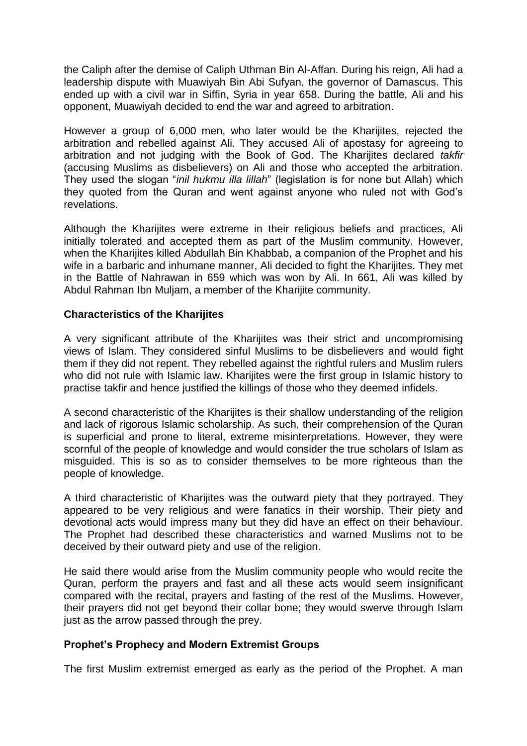the Caliph after the demise of Caliph Uthman Bin Al-Affan. During his reign, Ali had a leadership dispute with Muawiyah Bin Abi Sufyan, the governor of Damascus. This ended up with a civil war in Siffin, Syria in year 658. During the battle, Ali and his opponent, Muawiyah decided to end the war and agreed to arbitration.

However a group of 6,000 men, who later would be the Kharijites, rejected the arbitration and rebelled against Ali. They accused Ali of apostasy for agreeing to arbitration and not judging with the Book of God. The Kharijites declared *takfir* (accusing Muslims as disbelievers) on Ali and those who accepted the arbitration. They used the slogan "*inil hukmu illa lillah*" (legislation is for none but Allah) which they quoted from the Quran and went against anyone who ruled not with God's revelations.

Although the Kharijites were extreme in their religious beliefs and practices, Ali initially tolerated and accepted them as part of the Muslim community. However, when the Kharijites killed Abdullah Bin Khabbab, a companion of the Prophet and his wife in a barbaric and inhumane manner, Ali decided to fight the Kharijites. They met in the Battle of Nahrawan in 659 which was won by Ali. In 661, Ali was killed by Abdul Rahman Ibn Muljam, a member of the Kharijite community.

**Characteristics of the Kharijites**

A very significant attribute of the Kharijites was their strict and uncompromising views of Islam. They considered sinful Muslims to be disbelievers and would fight them if they did not repent. They rebelled against the rightful rulers and Muslim rulers who did not rule with Islamic law. Kharijites were the first group in Islamic history to practise takfir and hence justified the killings of those who they deemed infidels.

A second characteristic of the Kharijites is their shallow understanding of the religion and lack of rigorous Islamic scholarship. As such, their comprehension of the Quran is superficial and prone to literal, extreme misinterpretations. However, they were scornful of the people of knowledge and would consider the true scholars of Islam as misguided. This is so as to consider themselves to be more righteous than the people of knowledge.

A third characteristic of Kharijites was the outward piety that they portrayed. They appeared to be very religious and were fanatics in their worship. Their piety and devotional acts would impress many but they did have an effect on their behaviour. The Prophet had described these characteristics and warned Muslims not to be deceived by their outward piety and use of the religion.

He said there would arise from the Muslim community people who would recite the Quran, perform the prayers and fast and all these acts would seem insignificant compared with the recital, prayers and fasting of the rest of the Muslims. However, their prayers did not get beyond their collar bone; they would swerve through Islam just as the arrow passed through the prey.

**Prophet's Prophecy and Modern Extremist Groups**

The first Muslim extremist emerged as early as the period of the Prophet. A man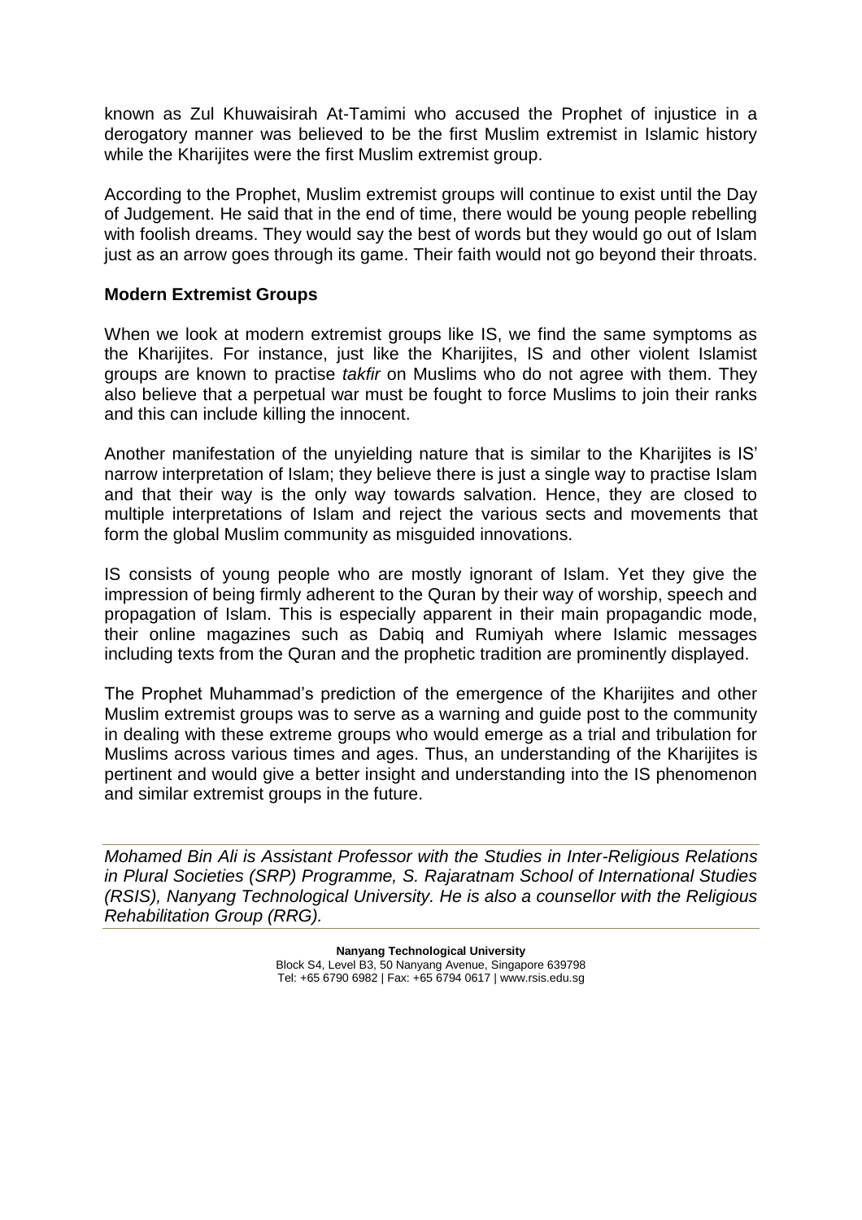known as Zul Khuwaisirah At-Tamimi who accused the Prophet of injustice in a derogatory manner was believed to be the first Muslim extremist in Islamic history while the Kharijites were the first Muslim extremist group.

According to the Prophet, Muslim extremist groups will continue to exist until the Day of Judgement. He said that in the end of time, there would be young people rebelling with foolish dreams. They would say the best of words but they would go out of Islam just as an arrow goes through its game. Their faith would not go beyond their throats.

**Modern Extremist Groups**

When we look at modern extremist groups like IS, we find the same symptoms as the Kharijites. For instance, just like the Kharijites, IS and other violent Islamist groups are known to practise *takfir* on Muslims who do not agree with them. They also believe that a perpetual war must be fought to force Muslims to join their ranks and this can include killing the innocent.

Another manifestation of the unyielding nature that is similar to the Kharijites is IS' narrow interpretation of Islam; they believe there is just a single way to practise Islam and that their way is the only way towards salvation. Hence, they are closed to multiple interpretations of Islam and reject the various sects and movements that form the global Muslim community as misguided innovations.

IS consists of young people who are mostly ignorant of Islam. Yet they give the impression of being firmly adherent to the Quran by their way of worship, speech and propagation of Islam. This is especially apparent in their main propagandic mode, their online magazines such as Dabiq and Rumiyah where Islamic messages including texts from the Quran and the prophetic tradition are prominently displayed.

The Prophet Muhammad's prediction of the emergence of the Kharijites and other Muslim extremist groups was to serve as a warning and guide post to the community in dealing with these extreme groups who would emerge as a trial and tribulation for Muslims across various times and ages. Thus, an understanding of the Kharijites is pertinent and would give a better insight and understanding into the IS phenomenon and similar extremist groups in the future.

---

*Mohamed Bin Ali is Assistant Professor with the Studies in Inter-Religious Relations in Plural Societies (SRP) Programme, S. Rajaratnam School of International Studies (RSIS), Nanyang Technological University. He is also a counsellor with the Religious Rehabilitation Group (RRG).*

**Nanyang Technological University**
Block S4, Level B3, 50 Nanyang Avenue, Singapore 639798
Tel: +65 6790 6982 | Fax: +65 6794 0617 | www.rsis.edu.sg